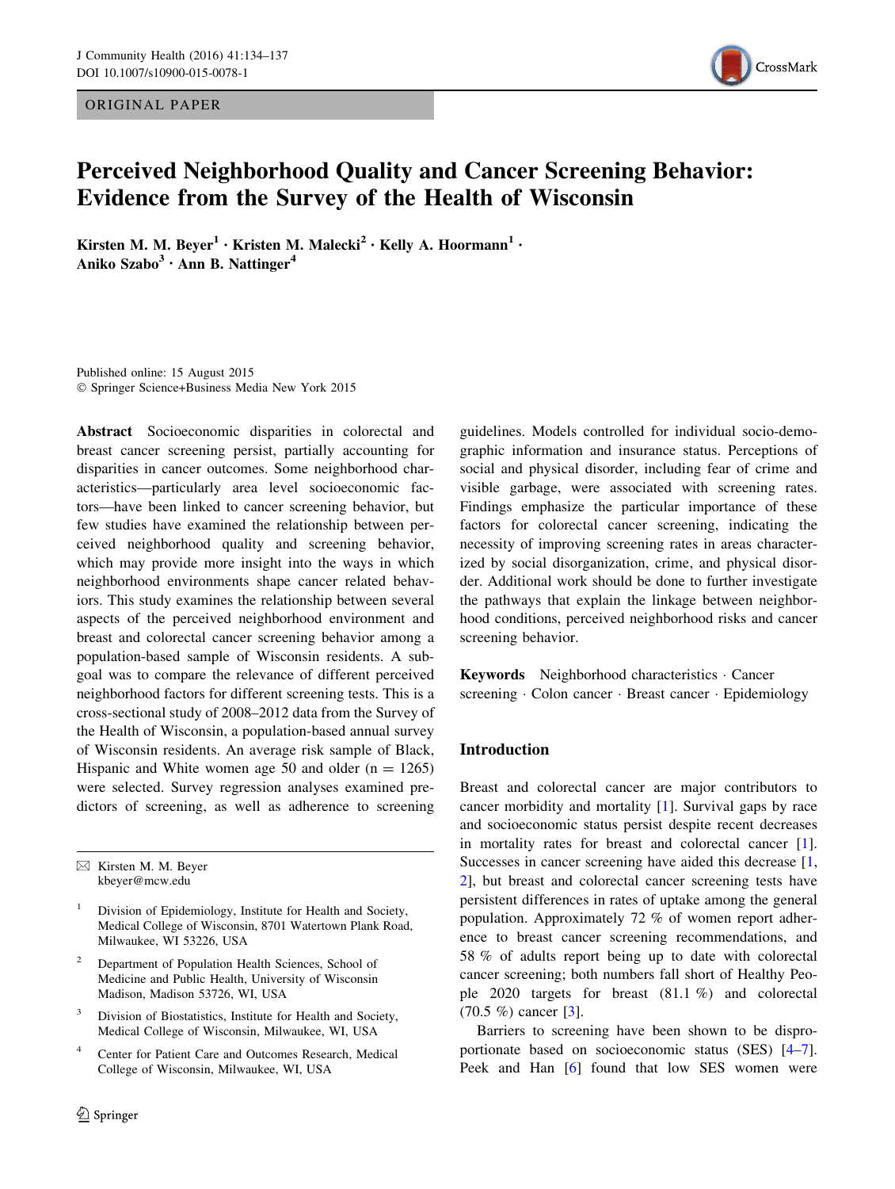ORIGINAL PAPER

# Perceived Neighborhood Quality and Cancer Screening Behavior: Evidence from the Survey of the Health of Wisconsin

**Kirsten M. M. Beyer[1] · Kristen M. Malecki[2] · Kelly A. Hoormann[1] · Aniko Szabo[3] · Ann B. Nattinger[4]**

Published online: 15 August 2015
© Springer Science+Business Media New York 2015

**Abstract** Socioeconomic disparities in colorectal and breast cancer screening persist, partially accounting for disparities in cancer outcomes. Some neighborhood characteristics—particularly area level socioeconomic factors—have been linked to cancer screening behavior, but few studies have examined the relationship between perceived neighborhood quality and screening behavior, which may provide more insight into the ways in which neighborhood environments shape cancer related behaviors. This study examines the relationship between several aspects of the perceived neighborhood environment and breast and colorectal cancer screening behavior among a population-based sample of Wisconsin residents. A subgoal was to compare the relevance of different perceived neighborhood factors for different screening tests. This is a cross-sectional study of 2008–2012 data from the Survey of the Health of Wisconsin, a population-based annual survey of Wisconsin residents. An average risk sample of Black, Hispanic and White women age 50 and older (n = 1265) were selected. Survey regression analyses examined predictors of screening, as well as adherence to screening guidelines. Models controlled for individual socio-demographic information and insurance status. Perceptions of social and physical disorder, including fear of crime and visible garbage, were associated with screening rates. Findings emphasize the particular importance of these factors for colorectal cancer screening, indicating the necessity of improving screening rates in areas characterized by social disorganization, crime, and physical disorder. Additional work should be done to further investigate the pathways that explain the linkage between neighborhood conditions, perceived neighborhood risks and cancer screening behavior.

**Keywords** Neighborhood characteristics · Cancer screening · Colon cancer · Breast cancer · Epidemiology

✉ Kirsten M. M. Beyer
kbeyer@mcw.edu

[1] Division of Epidemiology, Institute for Health and Society, Medical College of Wisconsin, 8701 Watertown Plank Road, Milwaukee, WI 53226, USA

[2] Department of Population Health Sciences, School of Medicine and Public Health, University of Wisconsin Madison, Madison 53726, WI, USA

[3] Division of Biostatistics, Institute for Health and Society, Medical College of Wisconsin, Milwaukee, WI, USA

[4] Center for Patient Care and Outcomes Research, Medical College of Wisconsin, Milwaukee, WI, USA

## Introduction

Breast and colorectal cancer are major contributors to cancer morbidity and mortality [1]. Survival gaps by race and socioeconomic status persist despite recent decreases in mortality rates for breast and colorectal cancer [1]. Successes in cancer screening have aided this decrease [1, 2], but breast and colorectal cancer screening tests have persistent differences in rates of uptake among the general population. Approximately 72 % of women report adherence to breast cancer screening recommendations, and 58 % of adults report being up to date with colorectal cancer screening; both numbers fall short of Healthy People 2020 targets for breast (81.1 %) and colorectal (70.5 %) cancer [3].

Barriers to screening have been shown to be disproportionate based on socioeconomic status (SES) [4–7]. Peek and Han [6] found that low SES women were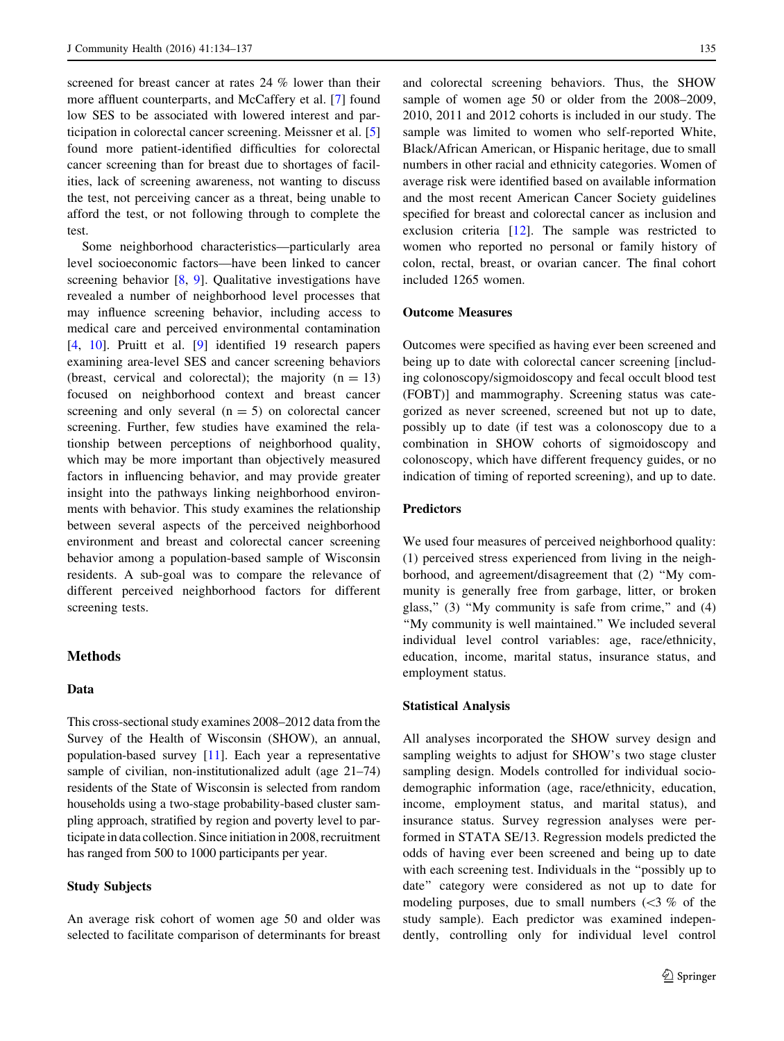screened for breast cancer at rates 24 % lower than their more affluent counterparts, and McCaffery et al. [7] found low SES to be associated with lowered interest and participation in colorectal cancer screening. Meissner et al. [5] found more patient-identified difficulties for colorectal cancer screening than for breast due to shortages of facilities, lack of screening awareness, not wanting to discuss the test, not perceiving cancer as a threat, being unable to afford the test, or not following through to complete the test.

Some neighborhood characteristics—particularly area level socioeconomic factors—have been linked to cancer screening behavior [8, 9]. Qualitative investigations have revealed a number of neighborhood level processes that may influence screening behavior, including access to medical care and perceived environmental contamination [4, 10]. Pruitt et al. [9] identified 19 research papers examining area-level SES and cancer screening behaviors (breast, cervical and colorectal); the majority ($n = 13$) focused on neighborhood context and breast cancer screening and only several ($n = 5$) on colorectal cancer screening. Further, few studies have examined the relationship between perceptions of neighborhood quality, which may be more important than objectively measured factors in influencing behavior, and may provide greater insight into the pathways linking neighborhood environments with behavior. This study examines the relationship between several aspects of the perceived neighborhood environment and breast and colorectal cancer screening behavior among a population-based sample of Wisconsin residents. A sub-goal was to compare the relevance of different perceived neighborhood factors for different screening tests.

## Methods

### Data

This cross-sectional study examines 2008–2012 data from the Survey of the Health of Wisconsin (SHOW), an annual, population-based survey [11]. Each year a representative sample of civilian, non-institutionalized adult (age 21–74) residents of the State of Wisconsin is selected from random households using a two-stage probability-based cluster sampling approach, stratified by region and poverty level to participate in data collection. Since initiation in 2008, recruitment has ranged from 500 to 1000 participants per year.

### Study Subjects

An average risk cohort of women age 50 and older was selected to facilitate comparison of determinants for breast and colorectal screening behaviors. Thus, the SHOW sample of women age 50 or older from the 2008–2009, 2010, 2011 and 2012 cohorts is included in our study. The sample was limited to women who self-reported White, Black/African American, or Hispanic heritage, due to small numbers in other racial and ethnicity categories. Women of average risk were identified based on available information and the most recent American Cancer Society guidelines specified for breast and colorectal cancer as inclusion and exclusion criteria [12]. The sample was restricted to women who reported no personal or family history of colon, rectal, breast, or ovarian cancer. The final cohort included 1265 women.

### Outcome Measures

Outcomes were specified as having ever been screened and being up to date with colorectal cancer screening [including colonoscopy/sigmoidoscopy and fecal occult blood test (FOBT)] and mammography. Screening status was categorized as never screened, screened but not up to date, possibly up to date (if test was a colonoscopy due to a combination in SHOW cohorts of sigmoidoscopy and colonoscopy, which have different frequency guides, or no indication of timing of reported screening), and up to date.

### Predictors

We used four measures of perceived neighborhood quality: (1) perceived stress experienced from living in the neighborhood, and agreement/disagreement that (2) "My community is generally free from garbage, litter, or broken glass," (3) "My community is safe from crime," and (4) "My community is well maintained." We included several individual level control variables: age, race/ethnicity, education, income, marital status, insurance status, and employment status.

### Statistical Analysis

All analyses incorporated the SHOW survey design and sampling weights to adjust for SHOW's two stage cluster sampling design. Models controlled for individual sociodemographic information (age, race/ethnicity, education, income, employment status, and marital status), and insurance status. Survey regression analyses were performed in STATA SE/13. Regression models predicted the odds of having ever been screened and being up to date with each screening test. Individuals in the "possibly up to date" category were considered as not up to date for modeling purposes, due to small numbers (<3 % of the study sample). Each predictor was examined independently, controlling only for individual level control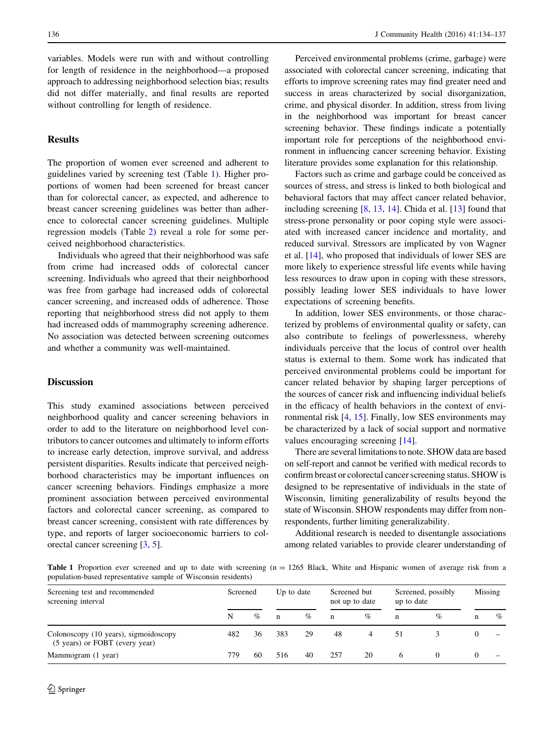variables. Models were run with and without controlling for length of residence in the neighborhood—a proposed approach to addressing neighborhood selection bias; results did not differ materially, and final results are reported without controlling for length of residence.

## Results

The proportion of women ever screened and adherent to guidelines varied by screening test (Table 1). Higher proportions of women had been screened for breast cancer than for colorectal cancer, as expected, and adherence to breast cancer screening guidelines was better than adherence to colorectal cancer screening guidelines. Multiple regression models (Table 2) reveal a role for some perceived neighborhood characteristics.

Individuals who agreed that their neighborhood was safe from crime had increased odds of colorectal cancer screening. Individuals who agreed that their neighborhood was free from garbage had increased odds of colorectal cancer screening, and increased odds of adherence. Those reporting that neighborhood stress did not apply to them had increased odds of mammography screening adherence. No association was detected between screening outcomes and whether a community was well-maintained.

## Discussion

This study examined associations between perceived neighborhood quality and cancer screening behaviors in order to add to the literature on neighborhood level contributors to cancer outcomes and ultimately to inform efforts to increase early detection, improve survival, and address persistent disparities. Results indicate that perceived neighborhood characteristics may be important influences on cancer screening behaviors. Findings emphasize a more prominent association between perceived environmental factors and colorectal cancer screening, as compared to breast cancer screening, consistent with rate differences by type, and reports of larger socioeconomic barriers to colorectal cancer screening [3, 5].

Perceived environmental problems (crime, garbage) were associated with colorectal cancer screening, indicating that efforts to improve screening rates may find greater need and success in areas characterized by social disorganization, crime, and physical disorder. In addition, stress from living in the neighborhood was important for breast cancer screening behavior. These findings indicate a potentially important role for perceptions of the neighborhood environment in influencing cancer screening behavior. Existing literature provides some explanation for this relationship.

Factors such as crime and garbage could be conceived as sources of stress, and stress is linked to both biological and behavioral factors that may affect cancer related behavior, including screening [8, 13, 14]. Chida et al. [13] found that stress-prone personality or poor coping style were associated with increased cancer incidence and mortality, and reduced survival. Stressors are implicated by von Wagner et al. [14], who proposed that individuals of lower SES are more likely to experience stressful life events while having less resources to draw upon in coping with these stressors, possibly leading lower SES individuals to have lower expectations of screening benefits.

In addition, lower SES environments, or those characterized by problems of environmental quality or safety, can also contribute to feelings of powerlessness, whereby individuals perceive that the locus of control over health status is external to them. Some work has indicated that perceived environmental problems could be important for cancer related behavior by shaping larger perceptions of the sources of cancer risk and influencing individual beliefs in the efficacy of health behaviors in the context of environmental risk [4, 15]. Finally, low SES environments may be characterized by a lack of social support and normative values encouraging screening [14].

There are several limitations to note. SHOW data are based on self-report and cannot be verified with medical records to confirm breast or colorectal cancer screening status. SHOW is designed to be representative of individuals in the state of Wisconsin, limiting generalizability of results beyond the state of Wisconsin. SHOW respondents may differ from non-respondents, further limiting generalizability.

Additional research is needed to disentangle associations among related variables to provide clearer understanding of

**Table 1** Proportion ever screened and up to date with screening (n = 1265 Black, White and Hispanic women of average risk from a population-based representative sample of Wisconsin residents)

| Screening test and recommended screening interval | Screened | | Up to date | | Screened but not up to date | | Screened, possibly up to date | | Missing | |
|---|---|---|---|---|---|---|---|---|---|---|
| | N | % | n | % | n | % | n | % | n | % |
| Colonoscopy (10 years), sigmoidoscopy (5 years) or FOBT (every year) | 482 | 36 | 383 | 29 | 48 | 4 | 51 | 3 | 0 | – |
| Mammogram (1 year) | 779 | 60 | 516 | 40 | 257 | 20 | 6 | 0 | 0 | – |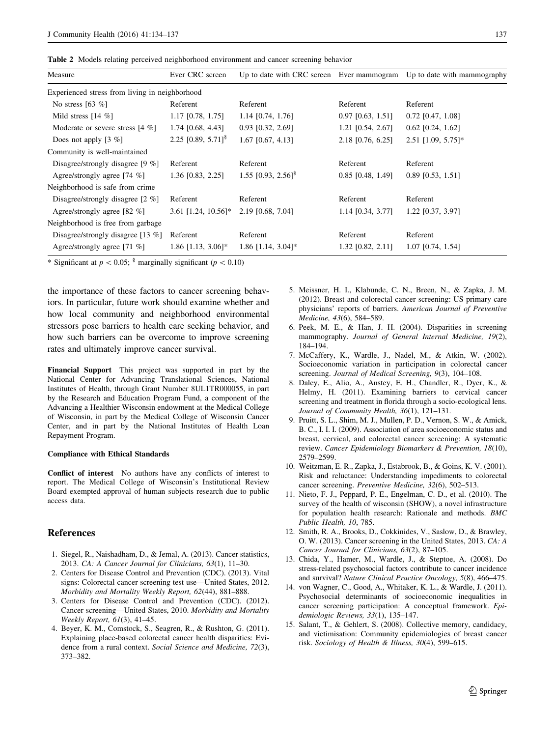**Table 2** Models relating perceived neighborhood environment and cancer screening behavior

| Measure | Ever CRC screen | Up to date with CRC screen | Ever mammogram | Up to date with mammography |
|---|---|---|---|---|
| Experienced stress from living in neighborhood | | | | |
| No stress [63 %] | Referent | Referent | Referent | Referent |
| Mild stress [14 %] | 1.17 [0.78, 1.75] | 1.14 [0.74, 1.76] | 0.97 [0.63, 1.51] | 0.72 [0.47, 1.08] |
| Moderate or severe stress [4 %] | 1.74 [0.68, 4.43] | 0.93 [0.32, 2.69] | 1.21 [0.54, 2.67] | 0.62 [0.24, 1.62] |
| Does not apply [3 %] | 2.25 [0.89, 5.71]§ | 1.67 [0.67, 4.13] | 2.18 [0.76, 6.25] | 2.51 [1.09, 5.75]* |
| Community is well-maintained | | | | |
| Disagree/strongly disagree [9 %] | Referent | Referent | Referent | Referent |
| Agree/strongly agree [74 %] | 1.36 [0.83, 2.25] | 1.55 [0.93, 2.56]§ | 0.85 [0.48, 1.49] | 0.89 [0.53, 1.51] |
| Neighborhood is safe from crime | | | | |
| Disagree/strongly disagree [2 %] | Referent | Referent | Referent | Referent |
| Agree/strongly agree [82 %] | 3.61 [1.24, 10.56]* | 2.19 [0.68, 7.04] | 1.14 [0.34, 3.77] | 1.22 [0.37, 3.97] |
| Neighborhood is free from garbage | | | | |
| Disagree/strongly disagree [13 %] | Referent | Referent | Referent | Referent |
| Agree/strongly agree [71 %] | 1.86 [1.13, 3.06]* | 1.86 [1.14, 3.04]* | 1.32 [0.82, 2.11] | 1.07 [0.74, 1.54] |

\* Significant at $p < 0.05$; § marginally significant ($p < 0.10$)

the importance of these factors to cancer screening behaviors. In particular, future work should examine whether and how local community and neighborhood environmental stressors pose barriers to health care seeking behavior, and how such barriers can be overcome to improve screening rates and ultimately improve cancer survival.

**Financial Support** This project was supported in part by the National Center for Advancing Translational Sciences, National Institutes of Health, through Grant Number 8UL1TR000055, in part by the Research and Education Program Fund, a component of the Advancing a Healthier Wisconsin endowment at the Medical College of Wisconsin, in part by the Medical College of Wisconsin Cancer Center, and in part by the National Institutes of Health Loan Repayment Program.

#### Compliance with Ethical Standards

**Conflict of interest** No authors have any conflicts of interest to report. The Medical College of Wisconsin's Institutional Review Board exempted approval of human subjects research due to public access data.

## References

1. Siegel, R., Naishadham, D., & Jemal, A. (2013). Cancer statistics, 2013. *CA: A Cancer Journal for Clinicians, 63*(1), 11–30.
2. Centers for Disease Control and Prevention (CDC). (2013). Vital signs: Colorectal cancer screening test use—United States, 2012. *Morbidity and Mortality Weekly Report, 62*(44), 881–888.
3. Centers for Disease Control and Prevention (CDC). (2012). Cancer screening—United States, 2010. *Morbidity and Mortality Weekly Report, 61*(3), 41–45.
4. Beyer, K. M., Comstock, S., Seagren, R., & Rushton, G. (2011). Explaining place-based colorectal cancer health disparities: Evidence from a rural context. *Social Science and Medicine, 72*(3), 373–382.
5. Meissner, H. I., Klabunde, C. N., Breen, N., & Zapka, J. M. (2012). Breast and colorectal cancer screening: US primary care physicians' reports of barriers. *American Journal of Preventive Medicine, 43*(6), 584–589.
6. Peek, M. E., & Han, J. H. (2004). Disparities in screening mammography. *Journal of General Internal Medicine, 19*(2), 184–194.
7. McCaffery, K., Wardle, J., Nadel, M., & Atkin, W. (2002). Socioeconomic variation in participation in colorectal cancer screening. *Journal of Medical Screening, 9*(3), 104–108.
8. Daley, E., Alio, A., Anstey, E. H., Chandler, R., Dyer, K., & Helmy, H. (2011). Examining barriers to cervical cancer screening and treatment in florida through a socio-ecological lens. *Journal of Community Health, 36*(1), 121–131.
9. Pruitt, S. L., Shim, M. J., Mullen, P. D., Vernon, S. W., & Amick, B. C., I. I. I. (2009). Association of area socioeconomic status and breast, cervical, and colorectal cancer screening: A systematic review. *Cancer Epidemiology Biomarkers & Prevention, 18*(10), 2579–2599.
10. Weitzman, E. R., Zapka, J., Estabrook, B., & Goins, K. V. (2001). Risk and reluctance: Understanding impediments to colorectal cancer screening. *Preventive Medicine, 32*(6), 502–513.
11. Nieto, F. J., Peppard, P. E., Engelman, C. D., et al. (2010). The survey of the health of wisconsin (SHOW), a novel infrastructure for population health research: Rationale and methods. *BMC Public Health, 10*, 785.
12. Smith, R. A., Brooks, D., Cokkinides, V., Saslow, D., & Brawley, O. W. (2013). Cancer screening in the United States, 2013. *CA: A Cancer Journal for Clinicians, 63*(2), 87–105.
13. Chida, Y., Hamer, M., Wardle, J., & Steptoe, A. (2008). Do stress-related psychosocial factors contribute to cancer incidence and survival? *Nature Clinical Practice Oncology, 5*(8), 466–475.
14. von Wagner, C., Good, A., Whitaker, K. L., & Wardle, J. (2011). Psychosocial determinants of socioeconomic inequalities in cancer screening participation: A conceptual framework. *Epidemiologic Reviews, 33*(1), 135–147.
15. Salant, T., & Gehlert, S. (2008). Collective memory, candidacy, and victimisation: Community epidemiologies of breast cancer risk. *Sociology of Health & Illness, 30*(4), 599–615.